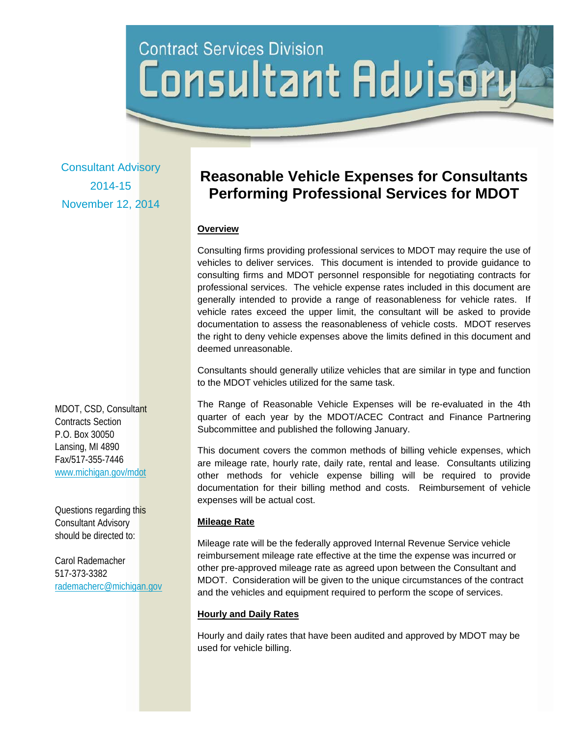Contract Services Division

# Consultant Advisory

Consultant Advisory
2014-15
November 12, 2014

MDOT, CSD, Consultant Contracts Section
P.O. Box 30050
Lansing, MI 4890
Fax/517-355-7446
www.michigan.gov/mdot

Questions regarding this Consultant Advisory should be directed to:

Carol Rademacher
517-373-3382
rademacherc@michigan.gov

## Reasonable Vehicle Expenses for Consultants Performing Professional Services for MDOT

### Overview

Consulting firms providing professional services to MDOT may require the use of vehicles to deliver services. This document is intended to provide guidance to consulting firms and MDOT personnel responsible for negotiating contracts for professional services. The vehicle expense rates included in this document are generally intended to provide a range of reasonableness for vehicle rates. If vehicle rates exceed the upper limit, the consultant will be asked to provide documentation to assess the reasonableness of vehicle costs. MDOT reserves the right to deny vehicle expenses above the limits defined in this document and deemed unreasonable.

Consultants should generally utilize vehicles that are similar in type and function to the MDOT vehicles utilized for the same task.

The Range of Reasonable Vehicle Expenses will be re-evaluated in the 4th quarter of each year by the MDOT/ACEC Contract and Finance Partnering Subcommittee and published the following January.

This document covers the common methods of billing vehicle expenses, which are mileage rate, hourly rate, daily rate, rental and lease. Consultants utilizing other methods for vehicle expense billing will be required to provide documentation for their billing method and costs. Reimbursement of vehicle expenses will be actual cost.

### Mileage Rate

Mileage rate will be the federally approved Internal Revenue Service vehicle reimbursement mileage rate effective at the time the expense was incurred or other pre-approved mileage rate as agreed upon between the Consultant and MDOT. Consideration will be given to the unique circumstances of the contract and the vehicles and equipment required to perform the scope of services.

### Hourly and Daily Rates

Hourly and daily rates that have been audited and approved by MDOT may be used for vehicle billing.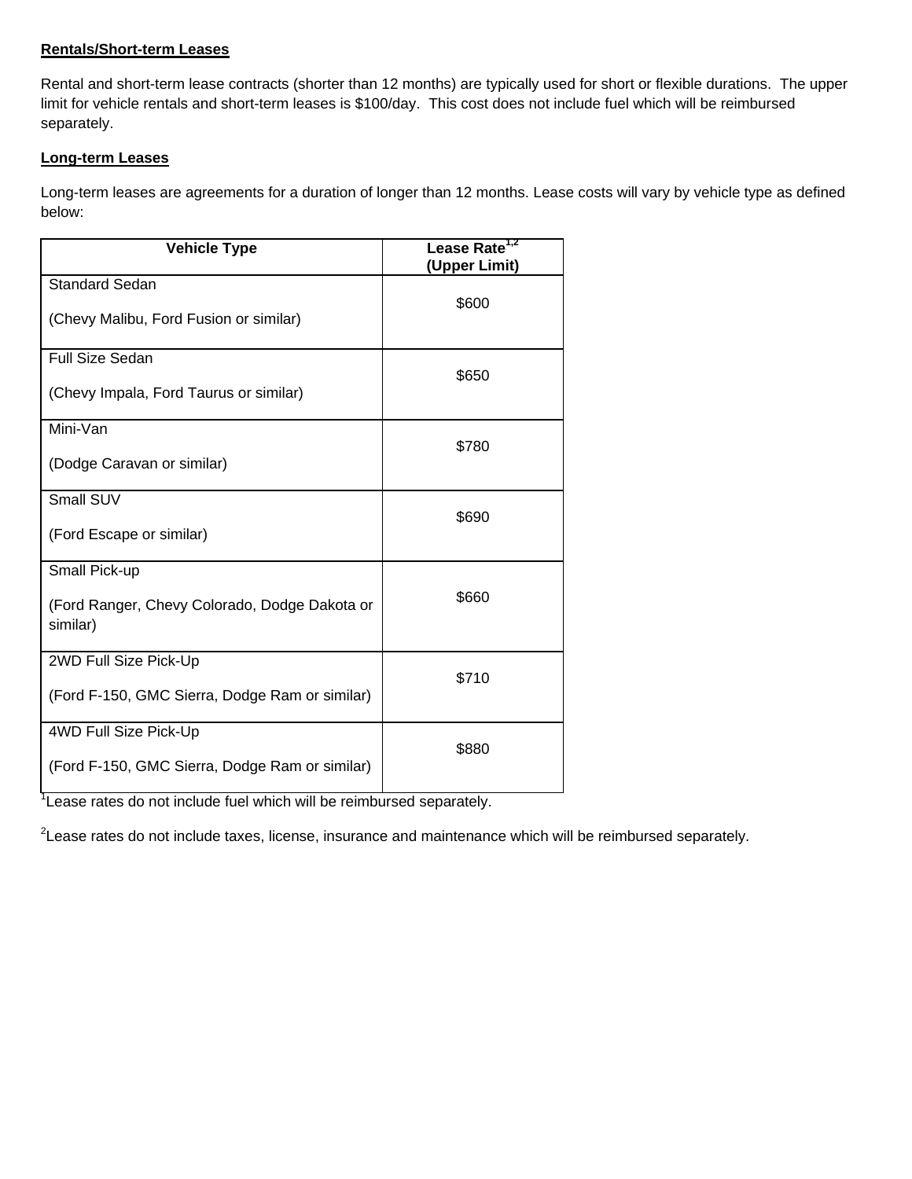**Rentals/Short-term Leases**

Rental and short-term lease contracts (shorter than 12 months) are typically used for short or flexible durations. The upper limit for vehicle rentals and short-term leases is $100/day. This cost does not include fuel which will be reimbursed separately.

**Long-term Leases**

Long-term leases are agreements for a duration of longer than 12 months. Lease costs will vary by vehicle type as defined below:

| Vehicle Type | Lease Rate[1,2] (Upper Limit) |
|---|---|
| Standard Sedan<br><br>(Chevy Malibu, Ford Fusion or similar) | $600 |
| Full Size Sedan<br><br>(Chevy Impala, Ford Taurus or similar) | $650 |
| Mini-Van<br><br>(Dodge Caravan or similar) | $780 |
| Small SUV<br><br>(Ford Escape or similar) | $690 |
| Small Pick-up<br><br>(Ford Ranger, Chevy Colorado, Dodge Dakota or similar) | $660 |
| 2WD Full Size Pick-Up<br><br>(Ford F-150, GMC Sierra, Dodge Ram or similar) | $710 |
| 4WD Full Size Pick-Up<br><br>(Ford F-150, GMC Sierra, Dodge Ram or similar) | $880 |

[1]Lease rates do not include fuel which will be reimbursed separately.

[2]Lease rates do not include taxes, license, insurance and maintenance which will be reimbursed separately.